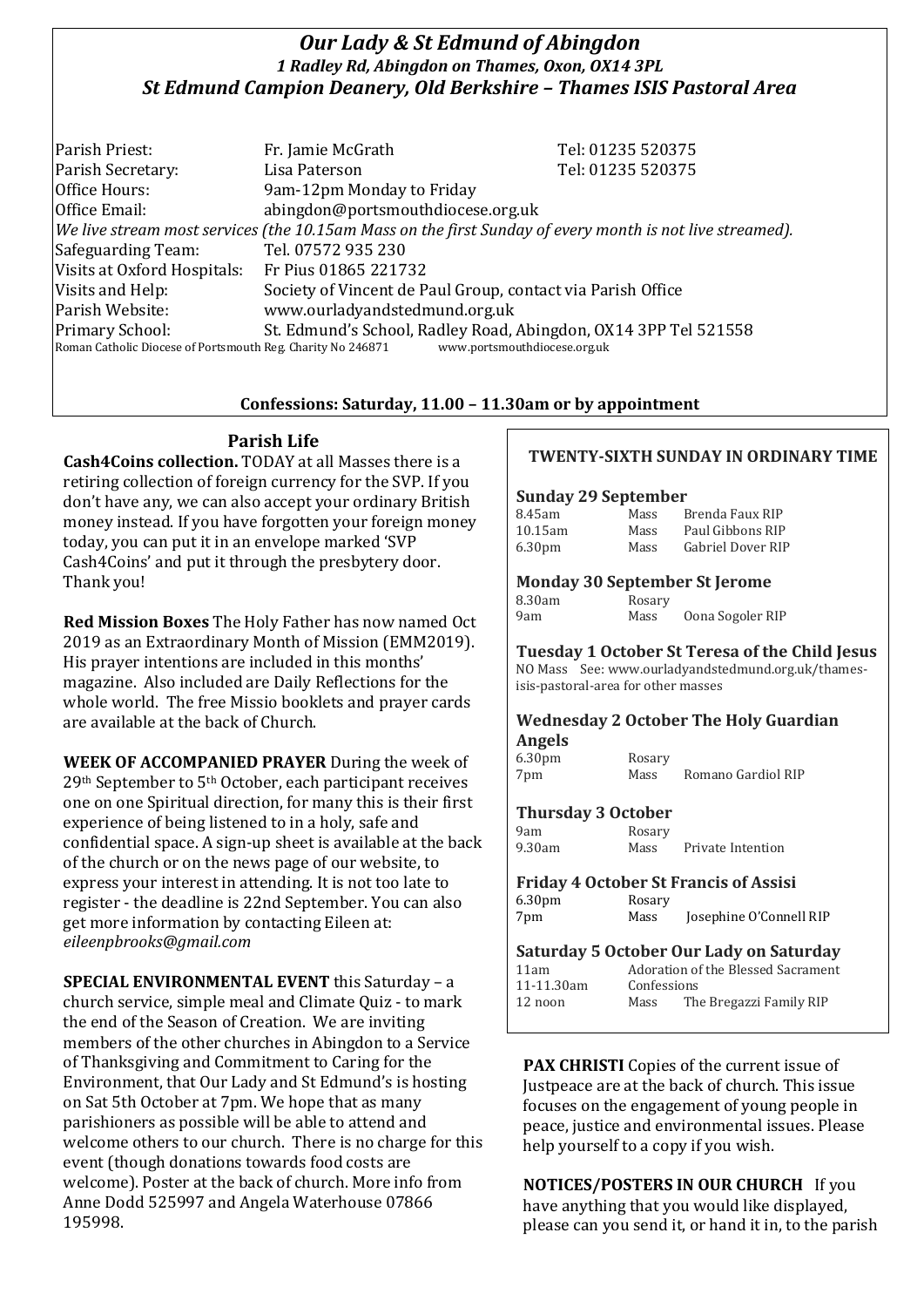# *Our Lady & St Edmund of Abingdon*

### *1 Radley Rd, Abingdon on Thames, Oxon, OX14 3PL*

## *St Edmund Campion Deanery, Old Berkshire – Thames ISIS Pastoral Area*

| | | |
|---|---|---|
| Parish Priest: | Fr. Jamie McGrath | Tel: 01235 520375 |
| Parish Secretary: | Lisa Paterson | Tel: 01235 520375 |
| Office Hours: | 9am-12pm Monday to Friday | |
| Office Email: | abingdon@portsmouthdiocese.org.uk | |

*We live stream most services (the 10.15am Mass on the first Sunday of every month is not live streamed).*

| | |
|---|---|
| Safeguarding Team: | Tel. 07572 935 230 |
| Visits at Oxford Hospitals: | Fr Pius 01865 221732 |
| Visits and Help: | Society of Vincent de Paul Group, contact via Parish Office |
| Parish Website: | www.ourladyandstedmund.org.uk |
| Primary School: | St. Edmund's School, Radley Road, Abingdon, OX14 3PP Tel 521558 |

Roman Catholic Diocese of Portsmouth Reg. Charity No 246871 www.portsmouthdiocese.org.uk

**Confessions: Saturday, 11.00 – 11.30am or by appointment**

## Parish Life

**Cash4Coins collection.** TODAY at all Masses there is a retiring collection of foreign currency for the SVP. If you don't have any, we can also accept your ordinary British money instead. If you have forgotten your foreign money today, you can put it in an envelope marked 'SVP Cash4Coins' and put it through the presbytery door. Thank you!

**Red Mission Boxes** The Holy Father has now named Oct 2019 as an Extraordinary Month of Mission (EMM2019). His prayer intentions are included in this months' magazine. Also included are Daily Reflections for the whole world. The free Missio booklets and prayer cards are available at the back of Church.

**WEEK OF ACCOMPANIED PRAYER** During the week of 29th September to 5th October, each participant receives one on one Spiritual direction, for many this is their first experience of being listened to in a holy, safe and confidential space. A sign-up sheet is available at the back of the church or on the news page of our website, to express your interest in attending. It is not too late to register - the deadline is 22nd September. You can also get more information by contacting Eileen at: *eileenpbrooks@gmail.com*

**SPECIAL ENVIRONMENTAL EVENT** this Saturday – a church service, simple meal and Climate Quiz - to mark the end of the Season of Creation. We are inviting members of the other churches in Abingdon to a Service of Thanksgiving and Commitment to Caring for the Environment, that Our Lady and St Edmund's is hosting on Sat 5th October at 7pm. We hope that as many parishioners as possible will be able to attend and welcome others to our church. There is no charge for this event (though donations towards food costs are welcome). Poster at the back of church. More info from Anne Dodd 525997 and Angela Waterhouse 07866 195998.

### TWENTY-SIXTH SUNDAY IN ORDINARY TIME

**Sunday 29 September**

| | | |
|---|---|---|
| 8.45am | Mass | Brenda Faux RIP |
| 10.15am | Mass | Paul Gibbons RIP |
| 6.30pm | Mass | Gabriel Dover RIP |

**Monday 30 September St Jerome**

| | | |
|---|---|---|
| 8.30am | Rosary | |
| 9am | Mass | Oona Sogoler RIP |

**Tuesday 1 October St Teresa of the Child Jesus**

NO Mass See: www.ourladyandstedmund.org.uk/thames-isis-pastoral-area for other masses

**Wednesday 2 October The Holy Guardian Angels**

| | | |
|---|---|---|
| 6.30pm | Rosary | |
| 7pm | Mass | Romano Gardiol RIP |

**Thursday 3 October**

| | | |
|---|---|---|
| 9am | Rosary | |
| 9.30am | Mass | Private Intention |

**Friday 4 October St Francis of Assisi**

| | | |
|---|---|---|
| 6.30pm | Rosary | |
| 7pm | Mass | Josephine O'Connell RIP |

**Saturday 5 October Our Lady on Saturday**

| | | |
|---|---|---|
| 11am | Adoration of the Blessed Sacrament | |
| 11-11.30am | Confessions | |
| 12 noon | Mass | The Bregazzi Family RIP |

**PAX CHRISTI** Copies of the current issue of Justpeace are at the back of church. This issue focuses on the engagement of young people in peace, justice and environmental issues. Please help yourself to a copy if you wish.

**NOTICES/POSTERS IN OUR CHURCH** If you have anything that you would like displayed, please can you send it, or hand it in, to the parish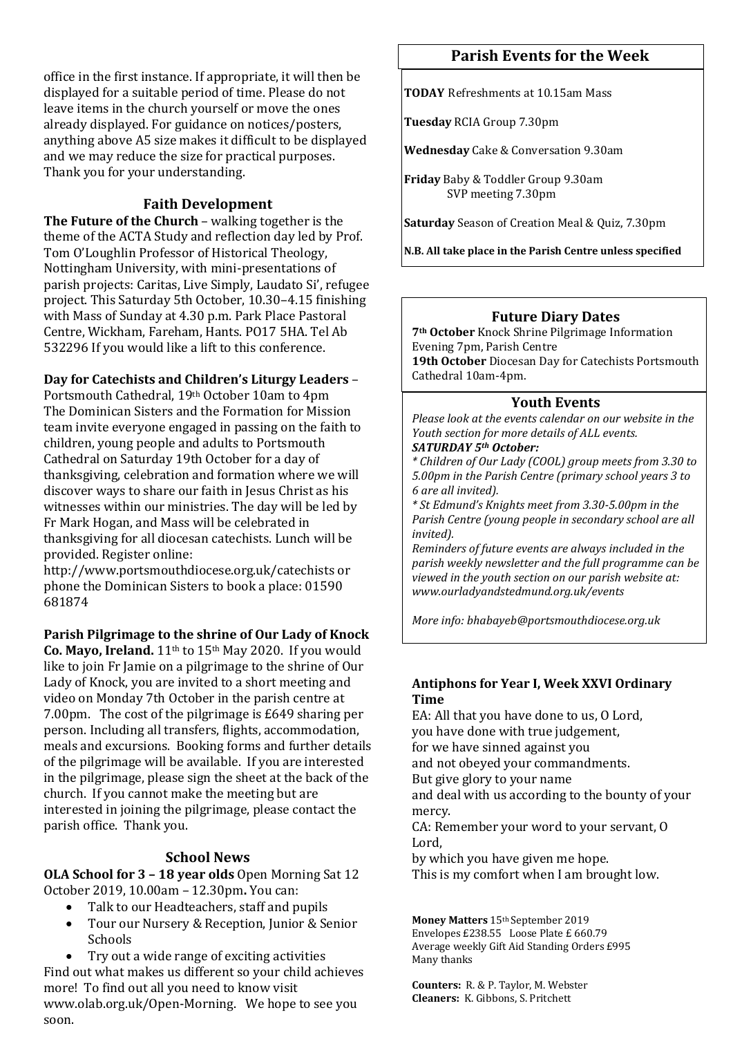office in the first instance. If appropriate, it will then be displayed for a suitable period of time. Please do not leave items in the church yourself or move the ones already displayed. For guidance on notices/posters, anything above A5 size makes it difficult to be displayed and we may reduce the size for practical purposes. Thank you for your understanding.

## Faith Development

**The Future of the Church** – walking together is the theme of the ACTA Study and reflection day led by Prof. Tom O'Loughlin Professor of Historical Theology, Nottingham University, with mini-presentations of parish projects: Caritas, Live Simply, Laudato Si', refugee project. This Saturday 5th October, 10.30–4.15 finishing with Mass of Sunday at 4.30 p.m. Park Place Pastoral Centre, Wickham, Fareham, Hants. PO17 5HA. Tel Ab 532296 If you would like a lift to this conference.

**Day for Catechists and Children's Liturgy Leaders** – Portsmouth Cathedral, 19th October 10am to 4pm
The Dominican Sisters and the Formation for Mission team invite everyone engaged in passing on the faith to children, young people and adults to Portsmouth Cathedral on Saturday 19th October for a day of thanksgiving, celebration and formation where we will discover ways to share our faith in Jesus Christ as his witnesses within our ministries. The day will be led by Fr Mark Hogan, and Mass will be celebrated in thanksgiving for all diocesan catechists. Lunch will be provided. Register online:
http://www.portsmouthdiocese.org.uk/catechists or phone the Dominican Sisters to book a place: 01590 681874

**Parish Pilgrimage to the shrine of Our Lady of Knock Co. Mayo, Ireland.** 11th to 15th May 2020. If you would like to join Fr Jamie on a pilgrimage to the shrine of Our Lady of Knock, you are invited to a short meeting and video on Monday 7th October in the parish centre at 7.00pm. The cost of the pilgrimage is £649 sharing per person. Including all transfers, flights, accommodation, meals and excursions. Booking forms and further details of the pilgrimage will be available. If you are interested in the pilgrimage, please sign the sheet at the back of the church. If you cannot make the meeting but are interested in joining the pilgrimage, please contact the parish office. Thank you.

## School News

**OLA School for 3 – 18 year olds** Open Morning Sat 12 October 2019, 10.00am – 12.30pm**.** You can:

- Talk to our Headteachers, staff and pupils
- Tour our Nursery & Reception, Junior & Senior Schools
- Try out a wide range of exciting activities

Find out what makes us different so your child achieves more! To find out all you need to know visit www.olab.org.uk/Open-Morning. We hope to see you soon.

## Parish Events for the Week

**TODAY** Refreshments at 10.15am Mass

**Tuesday** RCIA Group 7.30pm

**Wednesday** Cake & Conversation 9.30am

**Friday** Baby & Toddler Group 9.30am
SVP meeting 7.30pm

**Saturday** Season of Creation Meal & Quiz, 7.30pm

**N.B. All take place in the Parish Centre unless specified**

## Future Diary Dates

**7th October** Knock Shrine Pilgrimage Information Evening 7pm, Parish Centre
**19th October** Diocesan Day for Catechists Portsmouth Cathedral 10am-4pm.

## Youth Events

*Please look at the events calendar on our website in the Youth section for more details of ALL events.*
***SATURDAY 5th October:***
*\* Children of Our Lady (COOL) group meets from 3.30 to 5.00pm in the Parish Centre (primary school years 3 to 6 are all invited).*
*\* St Edmund's Knights meet from 3.30-5.00pm in the Parish Centre (young people in secondary school are all invited).*
*Reminders of future events are always included in the parish weekly newsletter and the full programme can be viewed in the youth section on our parish website at: www.ourladyandstedmund.org.uk/events*

*More info: bhabayeb@portsmouthdiocese.org.uk*

### Antiphons for Year I, Week XXVI Ordinary Time

EA: All that you have done to us, O Lord,
you have done with true judgement,
for we have sinned against you
and not obeyed your commandments.
But give glory to your name
and deal with us according to the bounty of your mercy.
CA: Remember your word to your servant, O Lord,
by which you have given me hope.
This is my comfort when I am brought low.

**Money Matters** 15th September 2019
Envelopes £238.55 Loose Plate £ 660.79
Average weekly Gift Aid Standing Orders £995
Many thanks

**Counters:** R. & P. Taylor, M. Webster
**Cleaners:** K. Gibbons, S. Pritchett